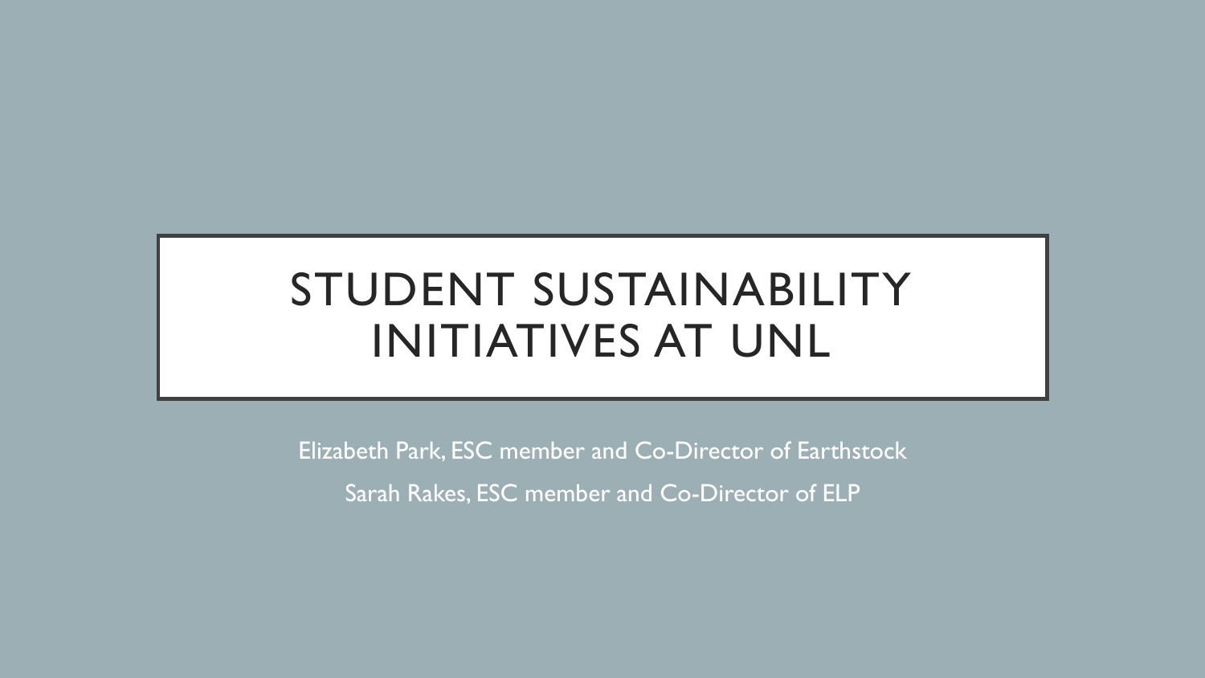# STUDENT SUSTAINABILITY INITIATIVES AT UNL

Elizabeth Park, ESC member and Co-Director of Earthstock

Sarah Rakes, ESC member and Co-Director of ELP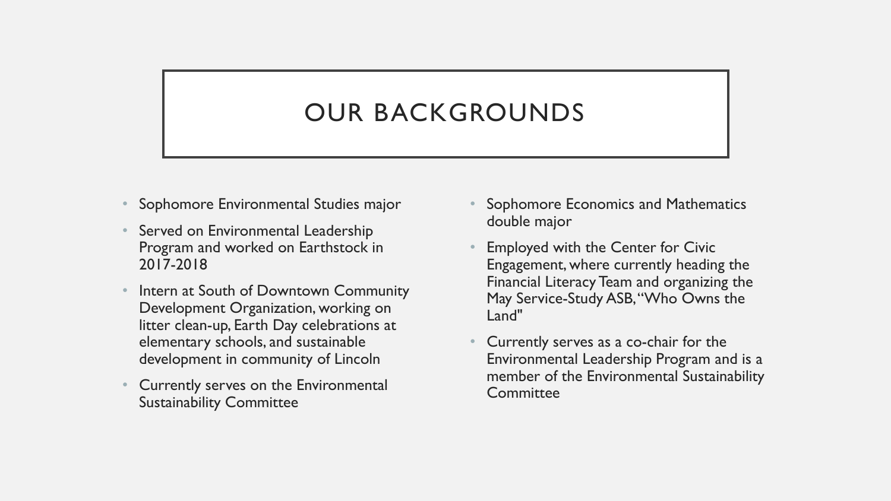# OUR BACKGROUNDS

- Sophomore Environmental Studies major
- Served on Environmental Leadership Program and worked on Earthstock in 2017-2018
- Intern at South of Downtown Community Development Organization, working on litter clean-up, Earth Day celebrations at elementary schools, and sustainable development in community of Lincoln
- Currently serves on the Environmental Sustainability Committee

- Sophomore Economics and Mathematics double major
- Employed with the Center for Civic Engagement, where currently heading the Financial Literacy Team and organizing the May Service-Study ASB, "Who Owns the Land"
- Currently serves as a co-chair for the Environmental Leadership Program and is a member of the Environmental Sustainability Committee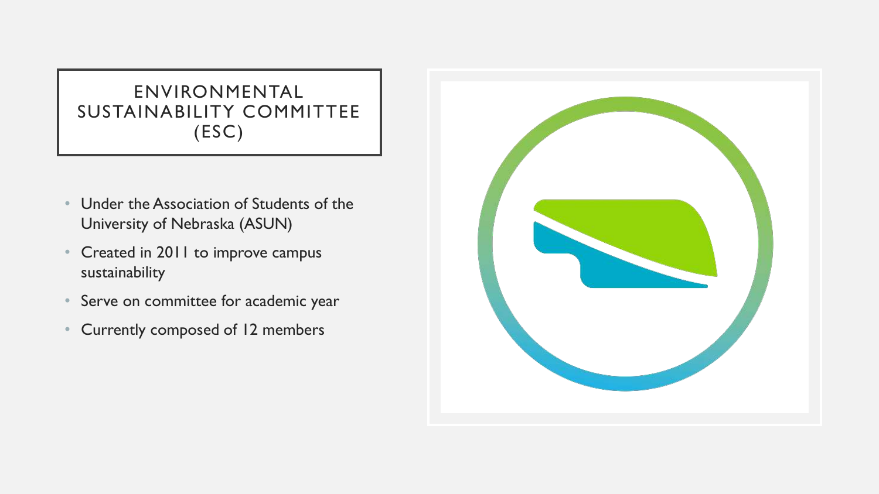# ENVIRONMENTAL SUSTAINABILITY COMMITTEE (ESC)

- Under the Association of Students of the University of Nebraska (ASUN)
- Created in 2011 to improve campus sustainability
- Serve on committee for academic year
- Currently composed of 12 members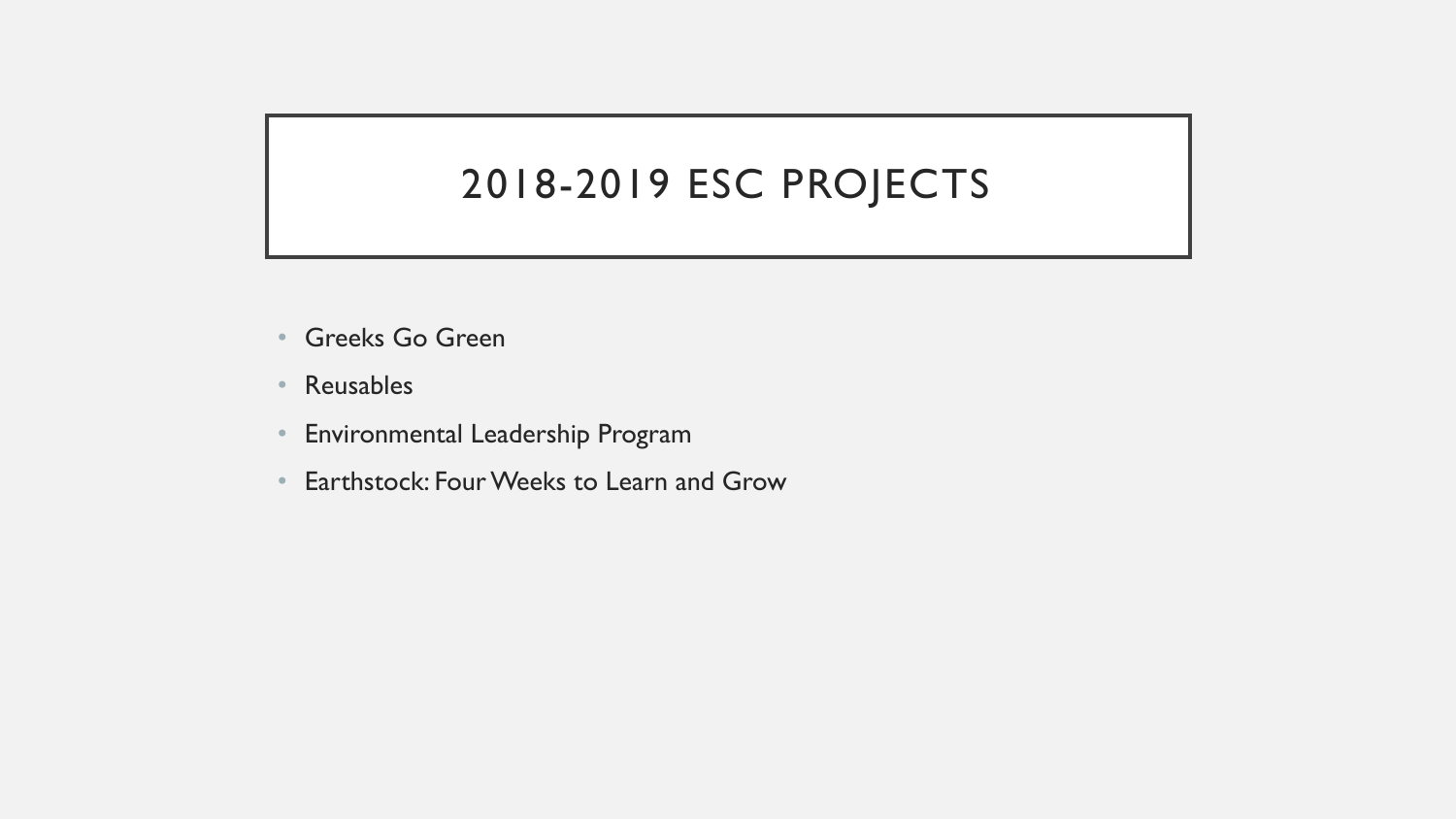# 2018-2019 ESC PROJECTS

- Greeks Go Green
- Reusables
- Environmental Leadership Program
- Earthstock: Four Weeks to Learn and Grow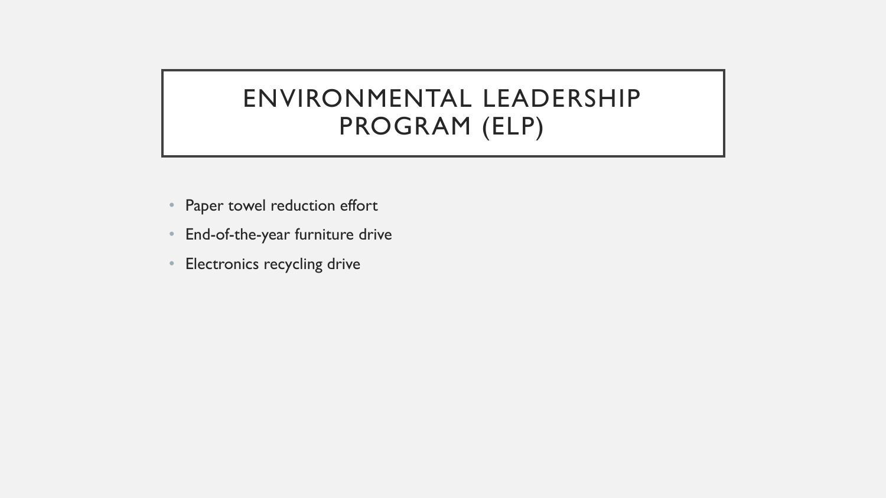# ENVIRONMENTAL LEADERSHIP PROGRAM (ELP)

- Paper towel reduction effort
- End-of-the-year furniture drive
- Electronics recycling drive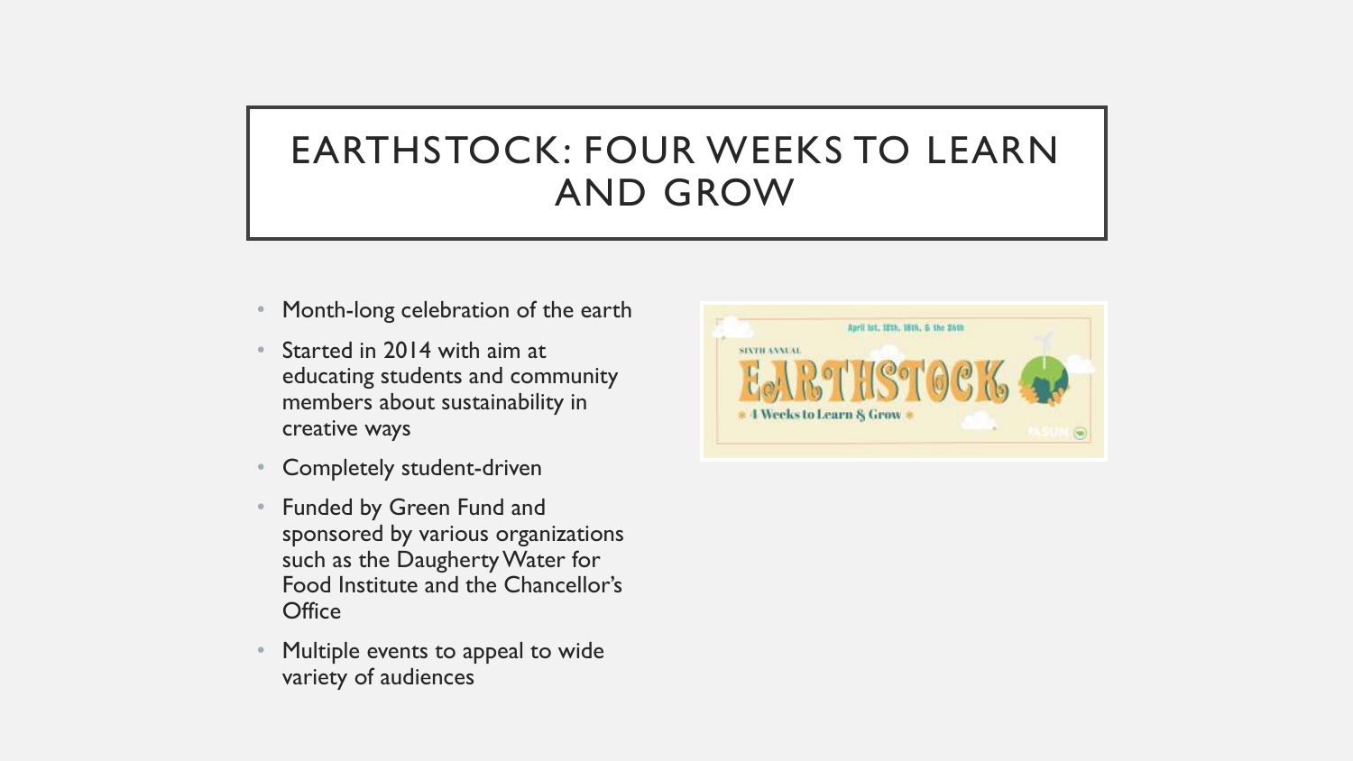# EARTHSTOCK: FOUR WEEKS TO LEARN AND GROW

- Month-long celebration of the earth
- Started in 2014 with aim at educating students and community members about sustainability in creative ways
- Completely student-driven
- Funded by Green Fund and sponsored by various organizations such as the Daugherty Water for Food Institute and the Chancellor's Office
- Multiple events to appeal to wide variety of audiences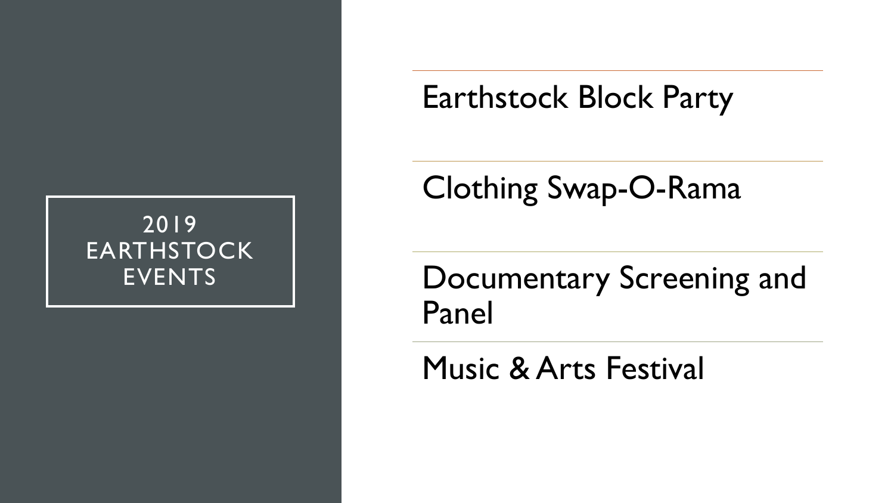# 2019 EARTHSTOCK EVENTS

- Earthstock Block Party
- Clothing Swap-O-Rama
- Documentary Screening and Panel
- Music & Arts Festival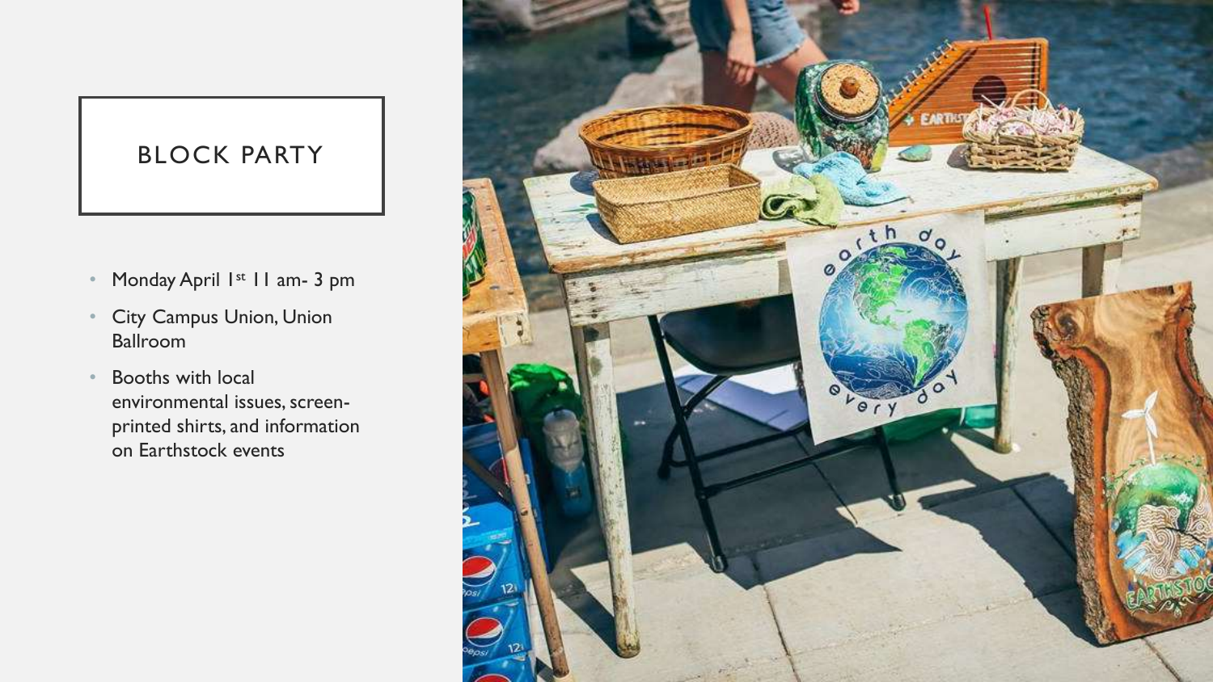# BLOCK PARTY

- Monday April 1st 11 am- 3 pm
- City Campus Union, Union Ballroom
- Booths with local environmental issues, screen-printed shirts, and information on Earthstock events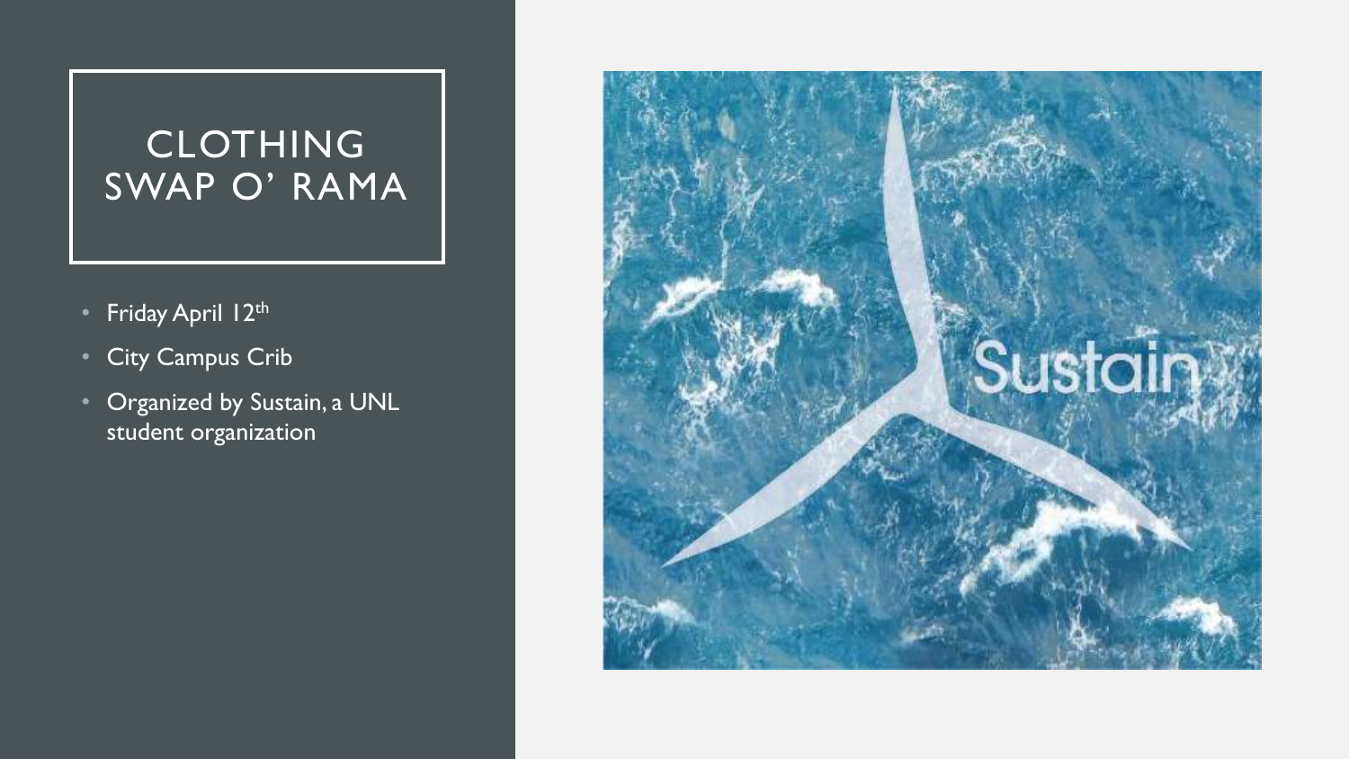# CLOTHING SWAP O' RAMA

- Friday April 12th
- City Campus Crib
- Organized by Sustain, a UNL student organization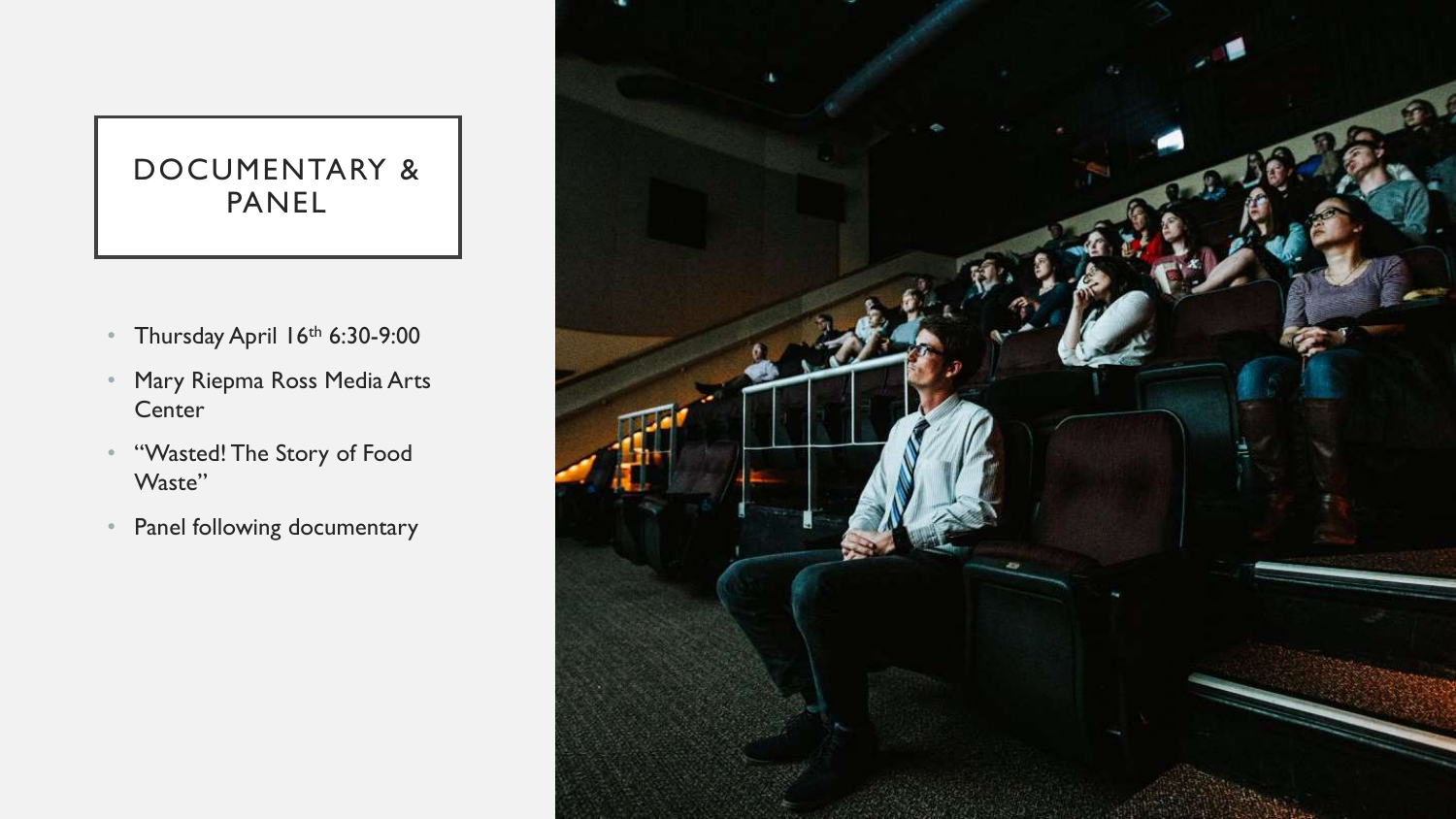# DOCUMENTARY & PANEL

- Thursday April 16th 6:30-9:00
- Mary Riepma Ross Media Arts Center
- "Wasted! The Story of Food Waste"
- Panel following documentary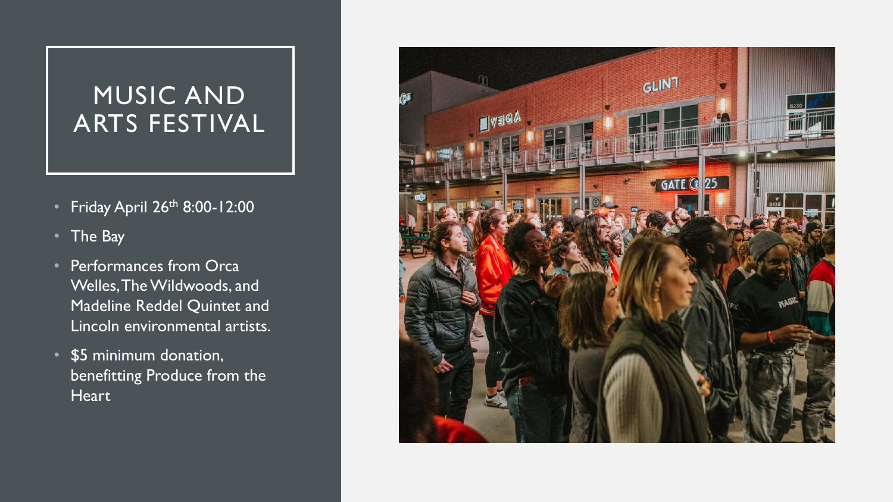# MUSIC AND ARTS FESTIVAL

- Friday April 26th 8:00-12:00
- The Bay
- Performances from Orca Welles, The Wildwoods, and Madeline Reddel Quintet and Lincoln environmental artists.
- $5 minimum donation, benefitting Produce from the Heart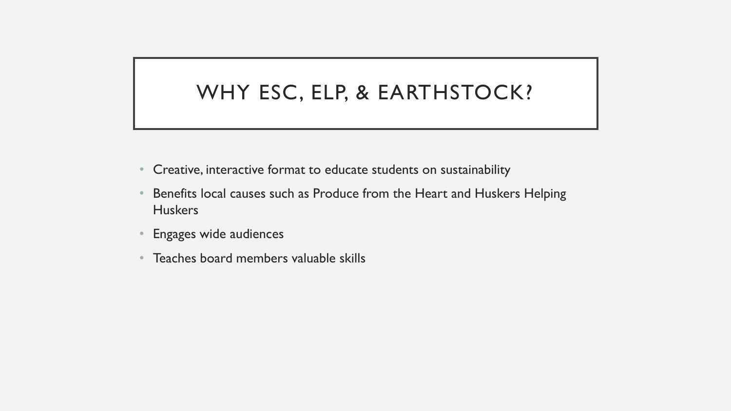# WHY ESC, ELP, & EARTHSTOCK?

- Creative, interactive format to educate students on sustainability
- Benefits local causes such as Produce from the Heart and Huskers Helping Huskers
- Engages wide audiences
- Teaches board members valuable skills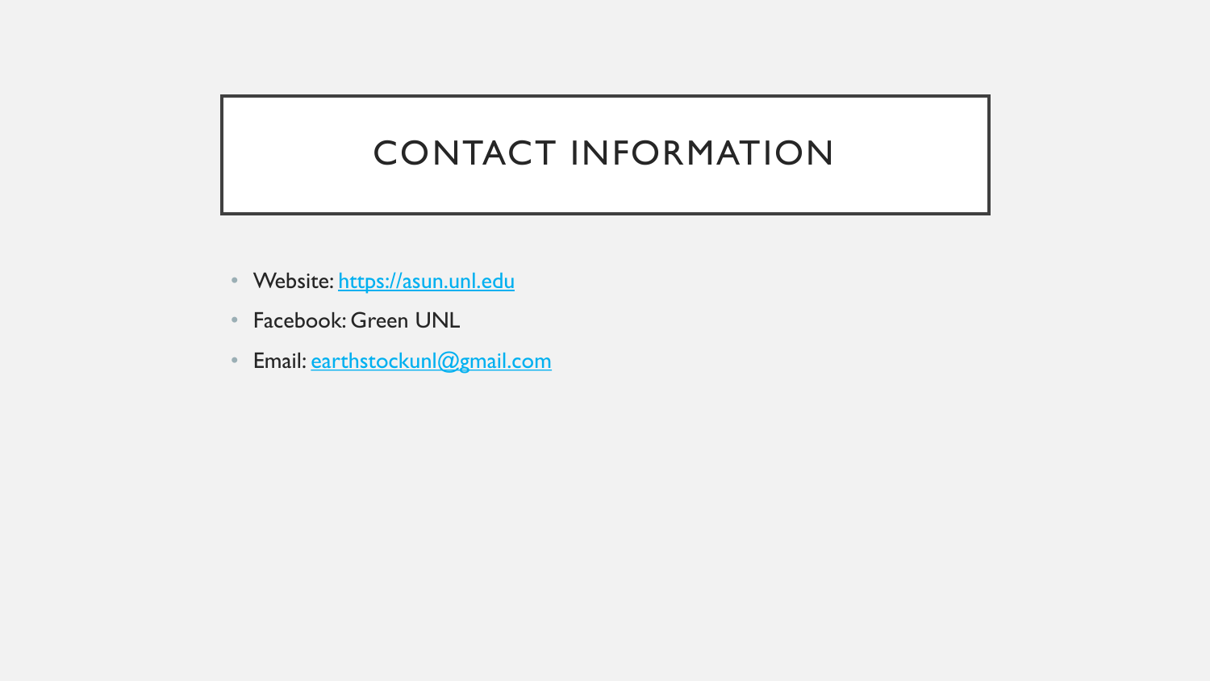# CONTACT INFORMATION

- Website: https://asun.unl.edu
- Facebook: Green UNL
- Email: earthstockunl@gmail.com